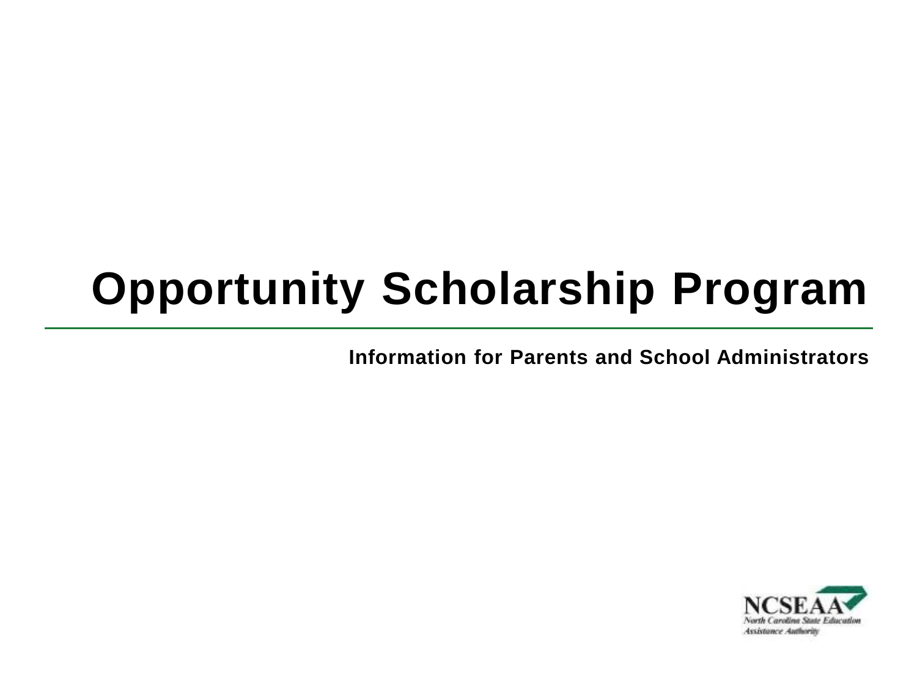# Opportunity Scholarship Program

**Information for Parents and School Administrators**

NCSEAA
North Carolina State Education Assistance Authority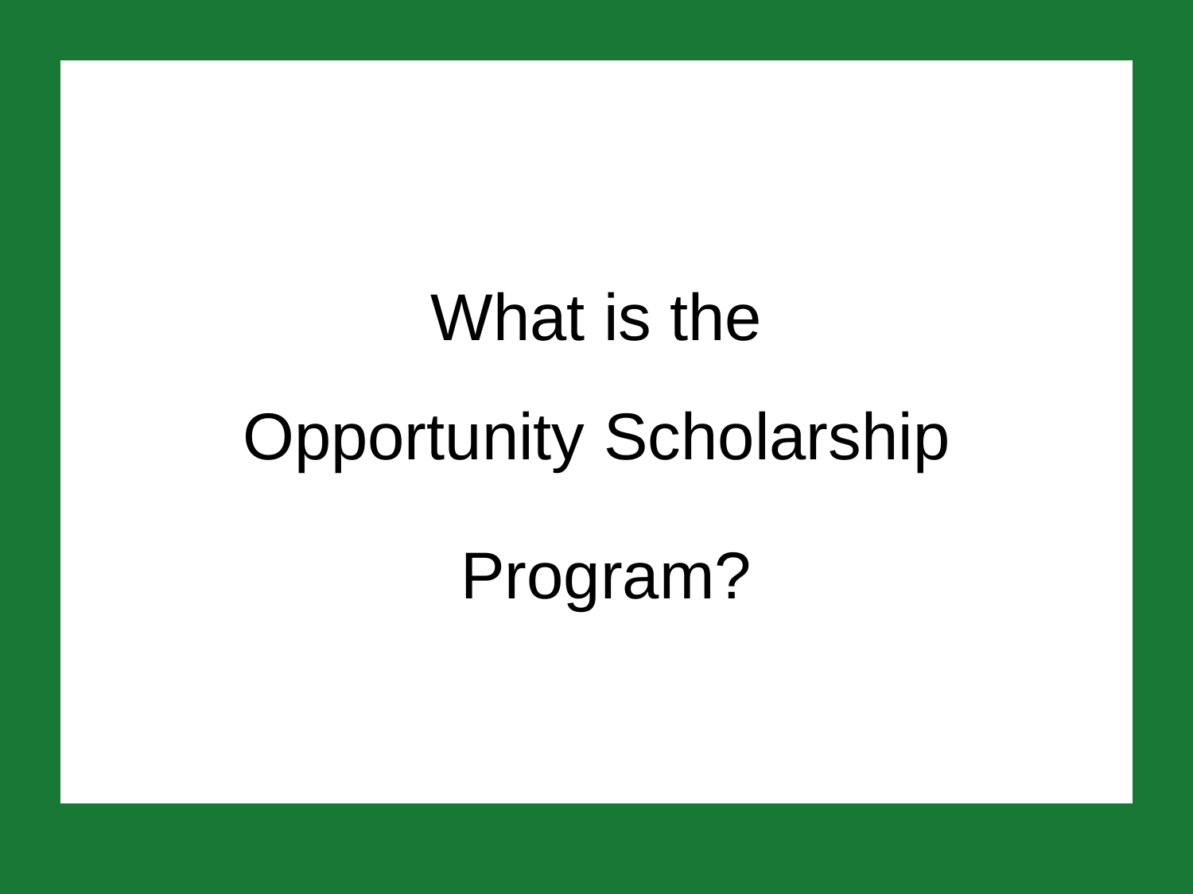# What is the Opportunity Scholarship Program?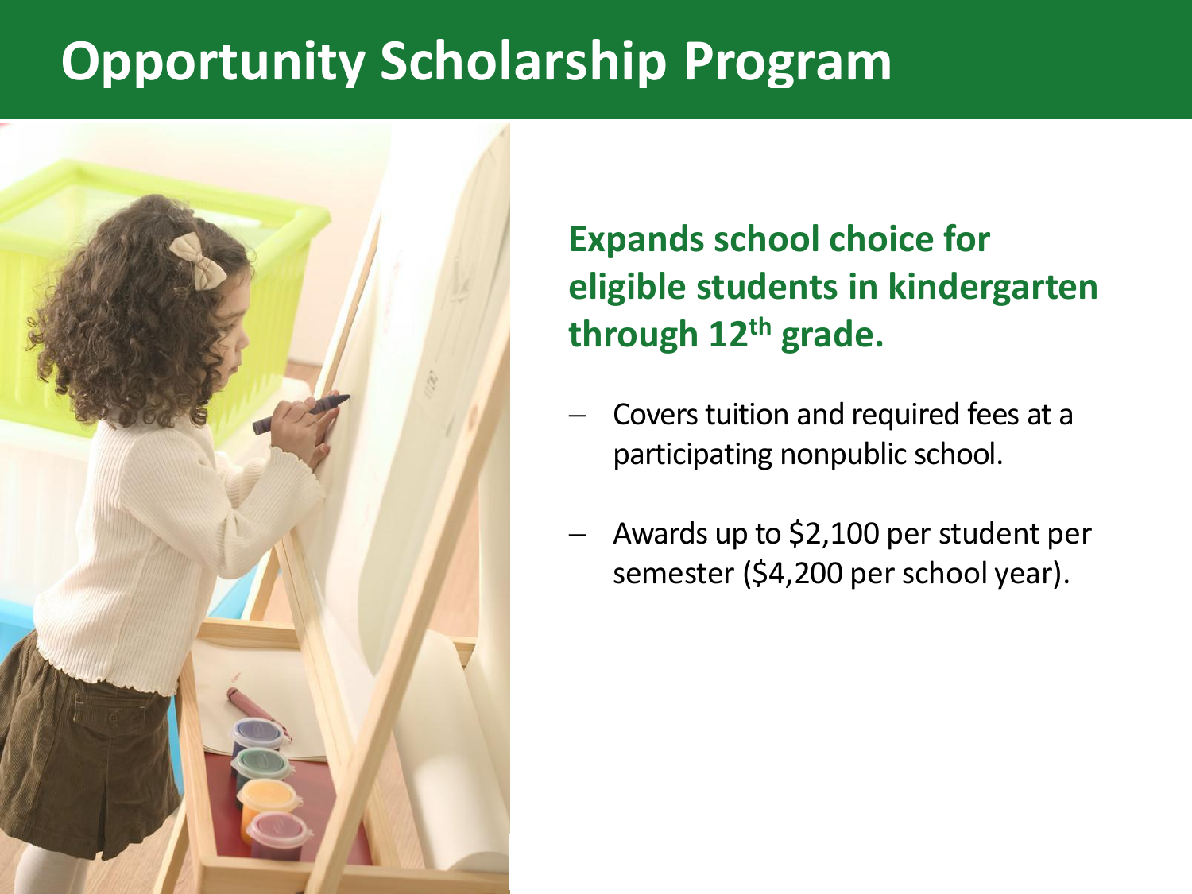# Opportunity Scholarship Program

**Expands school choice for eligible students in kindergarten through 12th grade.**

- Covers tuition and required fees at a participating nonpublic school.
- Awards up to $2,100 per student per semester ($4,200 per school year).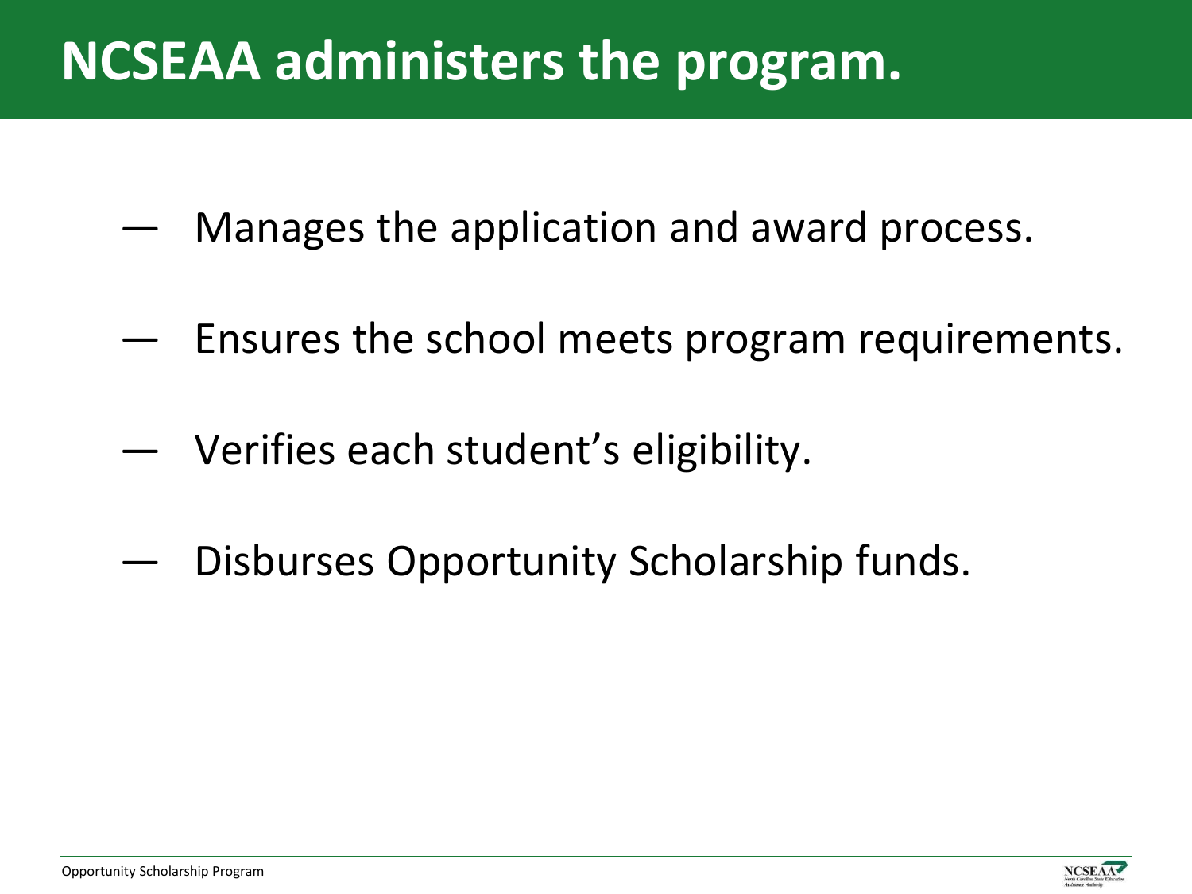# NCSEAA administers the program.

- Manages the application and award process.
- Ensures the school meets program requirements.
- Verifies each student's eligibility.
- Disburses Opportunity Scholarship funds.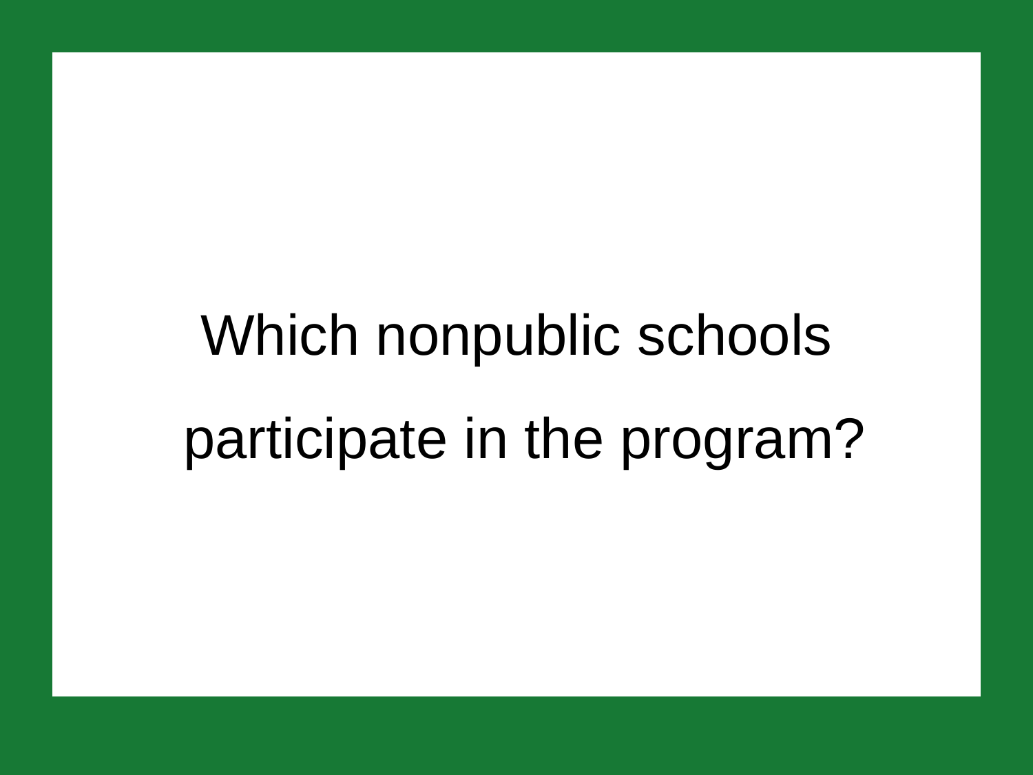# Which nonpublic schools participate in the program?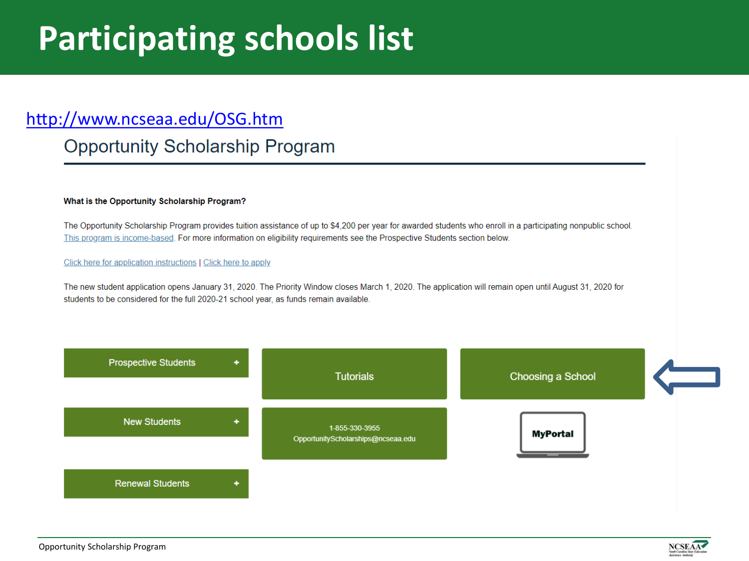# Participating schools list

http://www.ncseaa.edu/OSG.htm

## Opportunity Scholarship Program

**What is the Opportunity Scholarship Program?**

The Opportunity Scholarship Program provides tuition assistance of up to $4,200 per year for awarded students who enroll in a participating nonpublic school. This program is income-based. For more information on eligibility requirements see the Prospective Students section below.

Click here for application instructions | Click here to apply

The new student application opens January 31, 2020. The Priority Window closes March 1, 2020. The application will remain open until August 31, 2020 for students to be considered for the full 2020-21 school year, as funds remain available.

Prospective Students +

Tutorials

Choosing a School

New Students +

1-855-330-3955
OpportunityScholarships@ncseaa.edu

MyPortal

Renewal Students +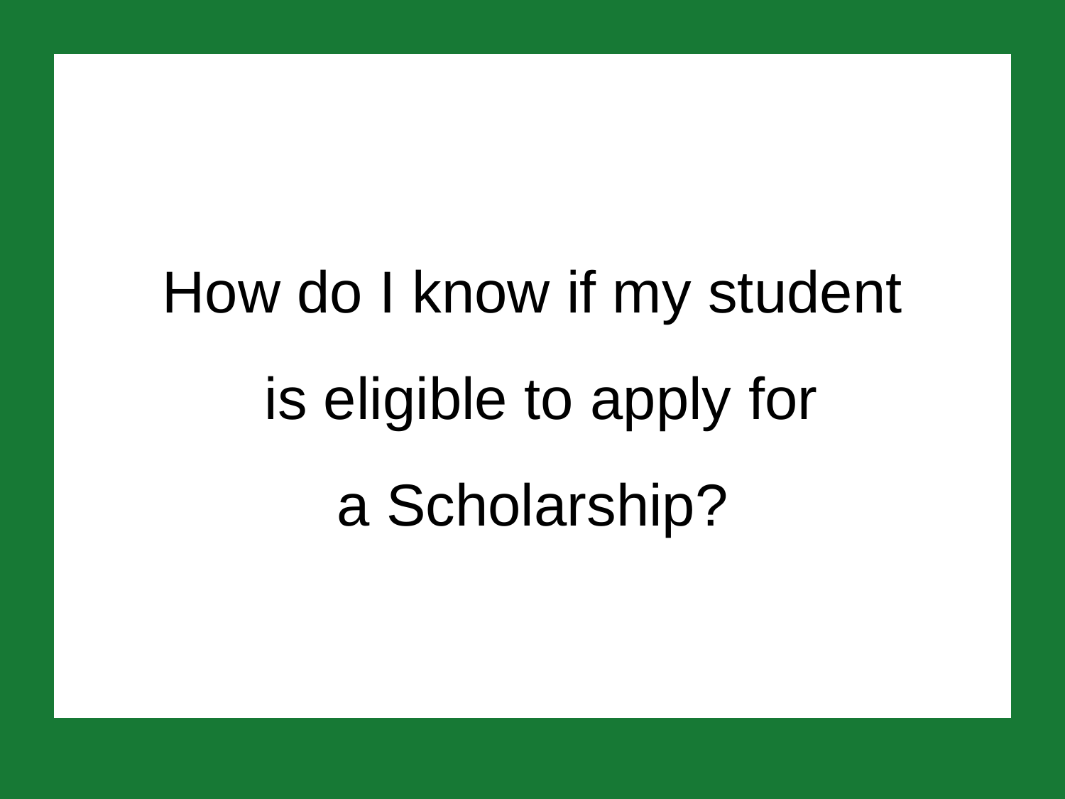# How do I know if my student is eligible to apply for a Scholarship?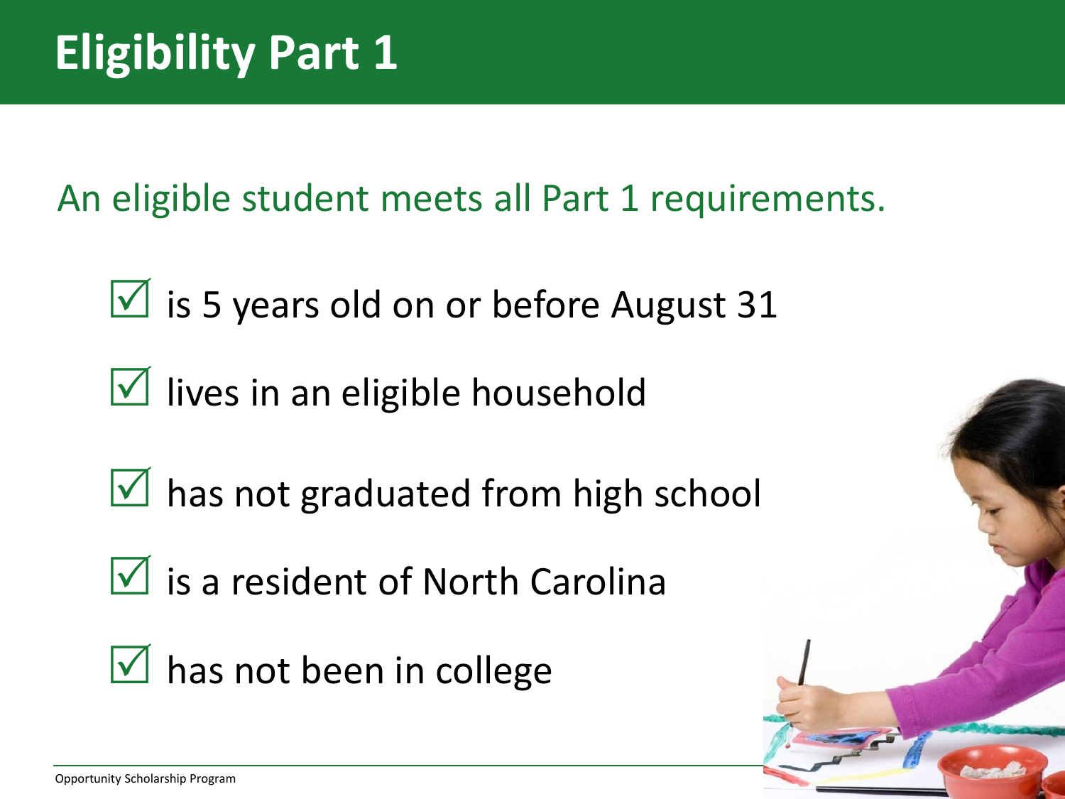# Eligibility Part 1

An eligible student meets all Part 1 requirements.

- ☑ is 5 years old on or before August 31
- ☑ lives in an eligible household
- ☑ has not graduated from high school
- ☑ is a resident of North Carolina
- ☑ has not been in college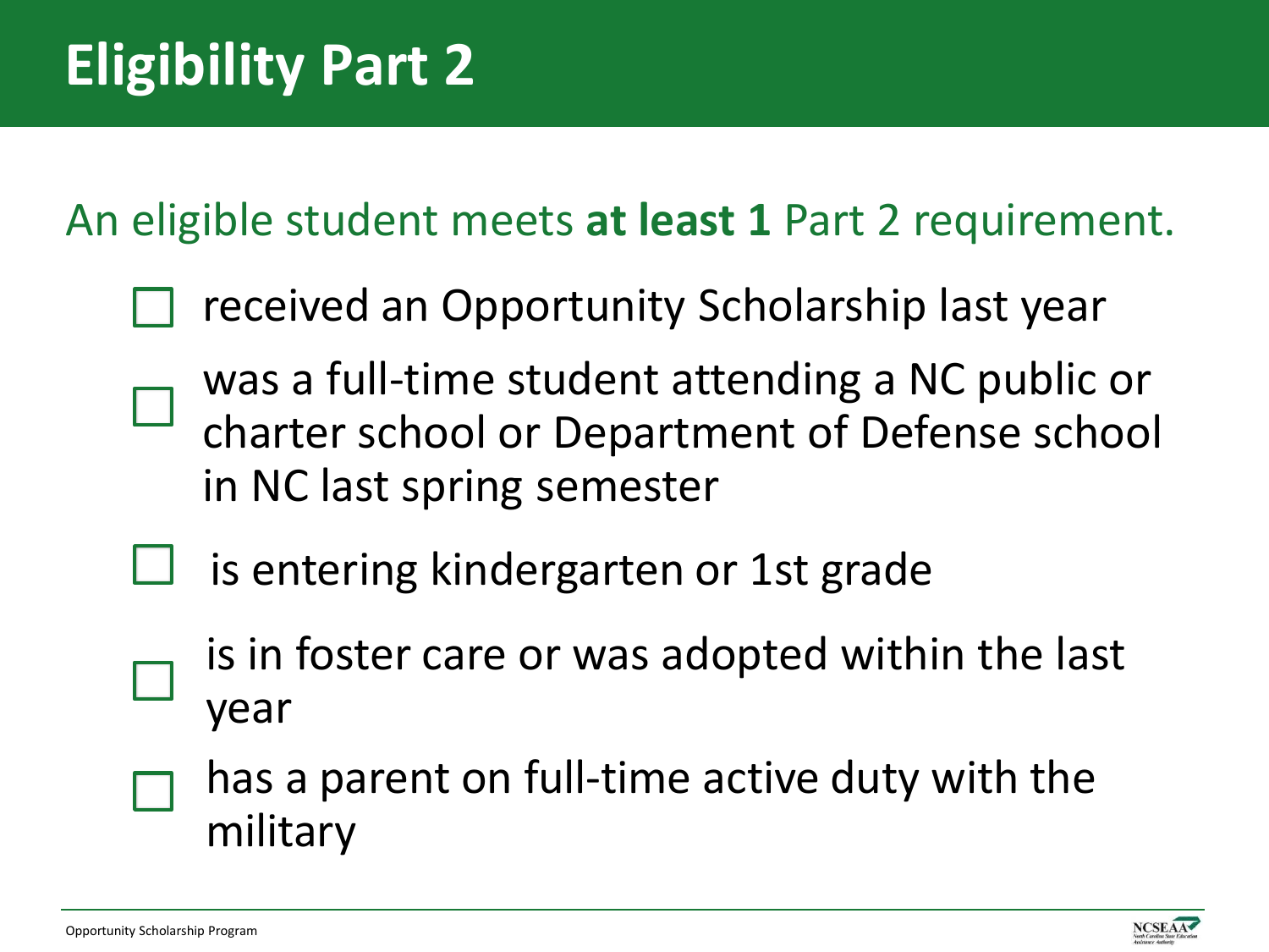# Eligibility Part 2

An eligible student meets **at least 1** Part 2 requirement.

- [ ] received an Opportunity Scholarship last year
- [ ] was a full-time student attending a NC public or charter school or Department of Defense school in NC last spring semester
- [ ] is entering kindergarten or 1st grade
- [ ] is in foster care or was adopted within the last year
- [ ] has a parent on full-time active duty with the military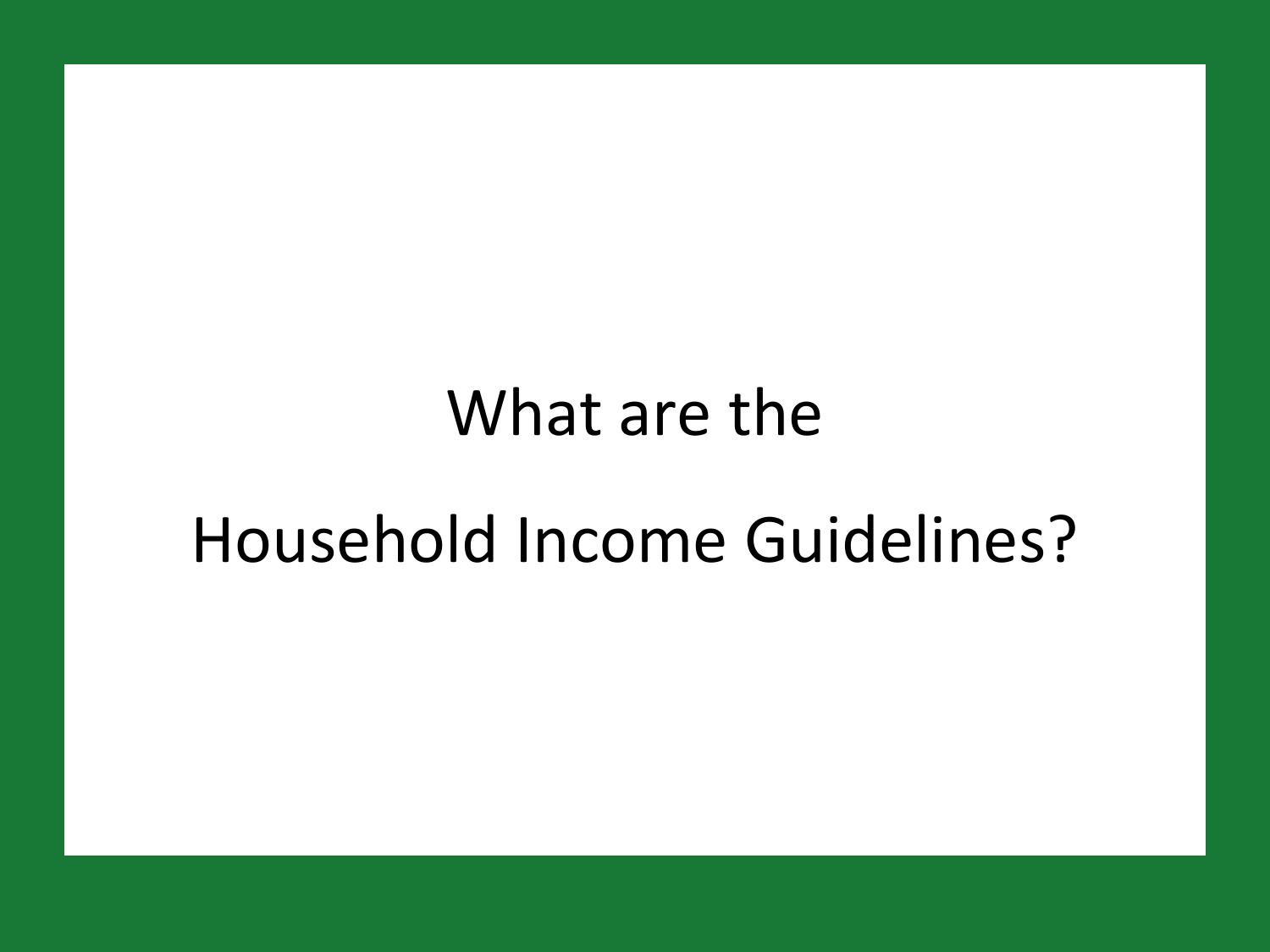# What are the Household Income Guidelines?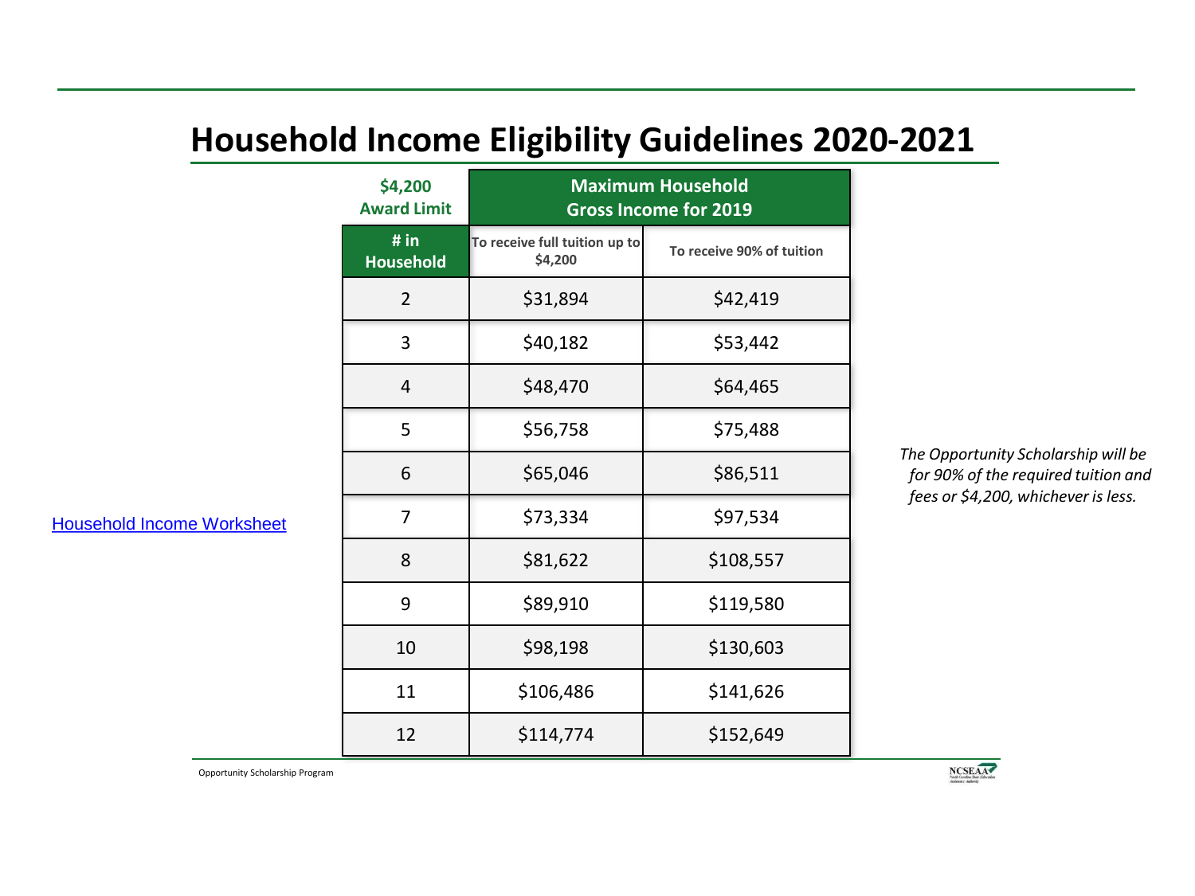# Household Income Eligibility Guidelines 2020-2021

| $4,200 Award Limit | Maximum Household Gross Income for 2019 | |
|---|---|---|
| # in Household | To receive full tuition up to $4,200 | To receive 90% of tuition |
| 2 | $31,894 | $42,419 |
| 3 | $40,182 | $53,442 |
| 4 | $48,470 | $64,465 |
| 5 | $56,758 | $75,488 |
| 6 | $65,046 | $86,511 |
| 7 | $73,334 | $97,534 |
| 8 | $81,622 | $108,557 |
| 9 | $89,910 | $119,580 |
| 10 | $98,198 | $130,603 |
| 11 | $106,486 | $141,626 |
| 12 | $114,774 | $152,649 |

Household Income Worksheet

*The Opportunity Scholarship will be for 90% of the required tuition and fees or $4,200, whichever is less.*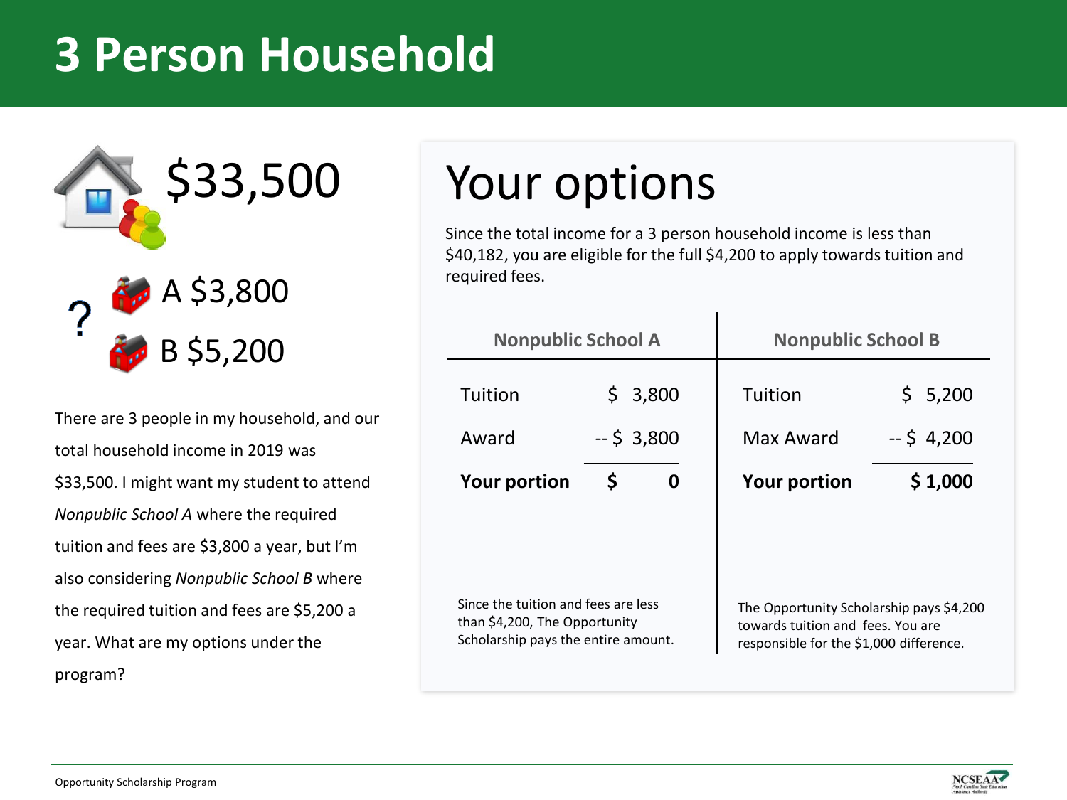# 3 Person Household

$33,500

A $3,800

B $5,200

There are 3 people in my household, and our total household income in 2019 was $33,500. I might want my student to attend *Nonpublic School A* where the required tuition and fees are $3,800 a year, but I'm also considering *Nonpublic School B* where the required tuition and fees are $5,200 a year. What are my options under the program?

## Your options

Since the total income for a 3 person household income is less than $40,182, you are eligible for the full $4,200 to apply towards tuition and required fees.

| Nonpublic School A | | Nonpublic School B | |
|---|---|---|---|
| Tuition | $ 3,800 | Tuition | $ 5,200 |
| Award | -- $ 3,800 | Max Award | -- $ 4,200 |
| **Your portion** | **$ 0** | **Your portion** | **$ 1,000** |

Since the tuition and fees are less than $4,200, The Opportunity Scholarship pays the entire amount.

The Opportunity Scholarship pays $4,200 towards tuition and fees. You are responsible for the $1,000 difference.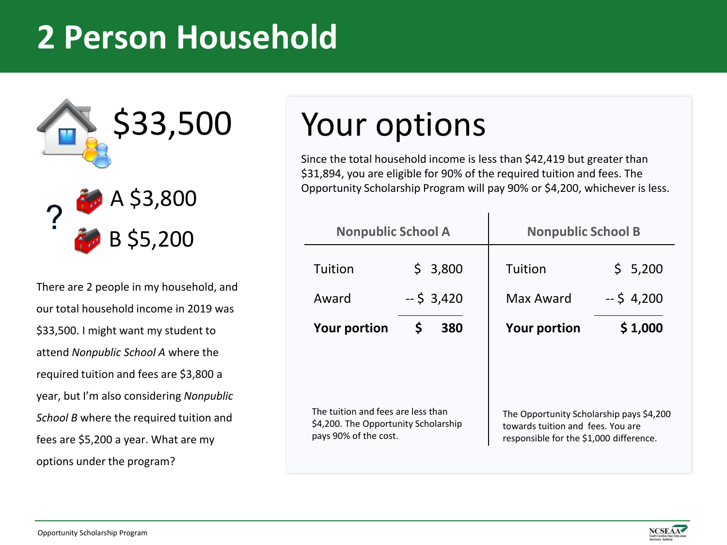# 2 Person Household

$33,500

A $3,800

B $5,200

There are 2 people in my household, and our total household income in 2019 was $33,500. I might want my student to attend *Nonpublic School A* where the required tuition and fees are $3,800 a year, but I'm also considering *Nonpublic School B* where the required tuition and fees are $5,200 a year. What are my options under the program?

## Your options

Since the total household income is less than $42,419 but greater than $31,894, you are eligible for 90% of the required tuition and fees. The Opportunity Scholarship Program will pay 90% or $4,200, whichever is less.

| Nonpublic School A | | Nonpublic School B | |
|---|---|---|---|
| Tuition | $ 3,800 | Tuition | $ 5,200 |
| Award | -- $ 3,420 | Max Award | -- $ 4,200 |
| **Your portion** | **$ 380** | **Your portion** | **$ 1,000** |

The tuition and fees are less than $4,200. The Opportunity Scholarship pays 90% of the cost.

The Opportunity Scholarship pays $4,200 towards tuition and fees. You are responsible for the $1,000 difference.

Opportunity Scholarship Program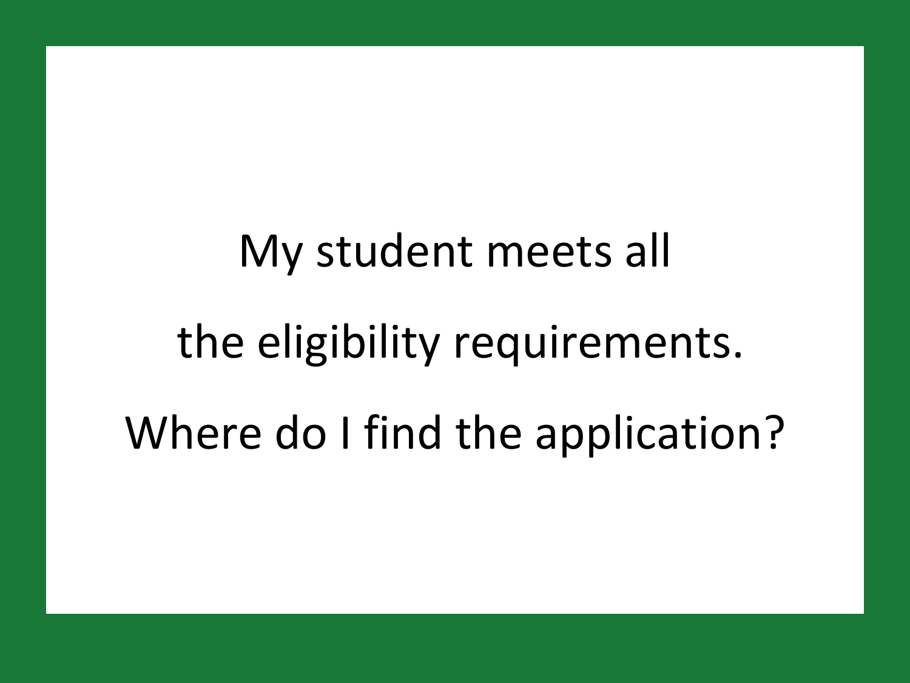My student meets all

the eligibility requirements.

Where do I find the application?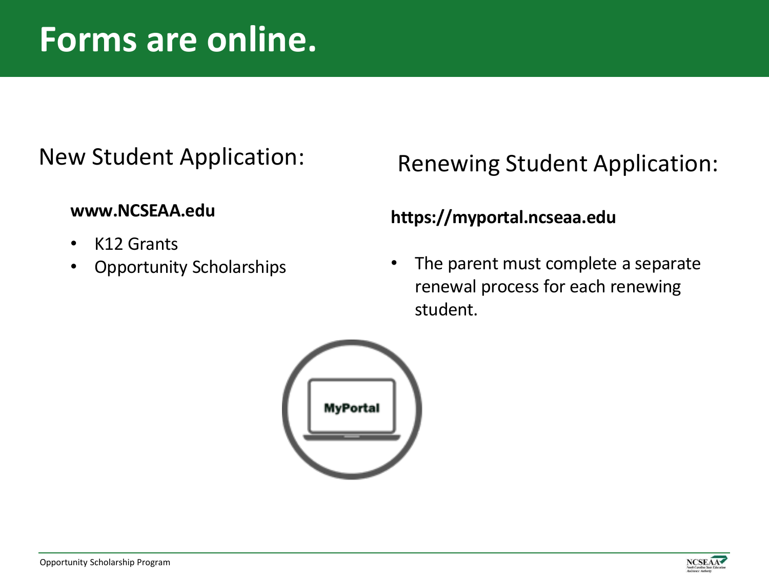# Forms are online.

## New Student Application:

**www.NCSEAA.edu**

- K12 Grants
- Opportunity Scholarships

## Renewing Student Application:

**https://myportal.ncseaa.edu**

- The parent must complete a separate renewal process for each renewing student.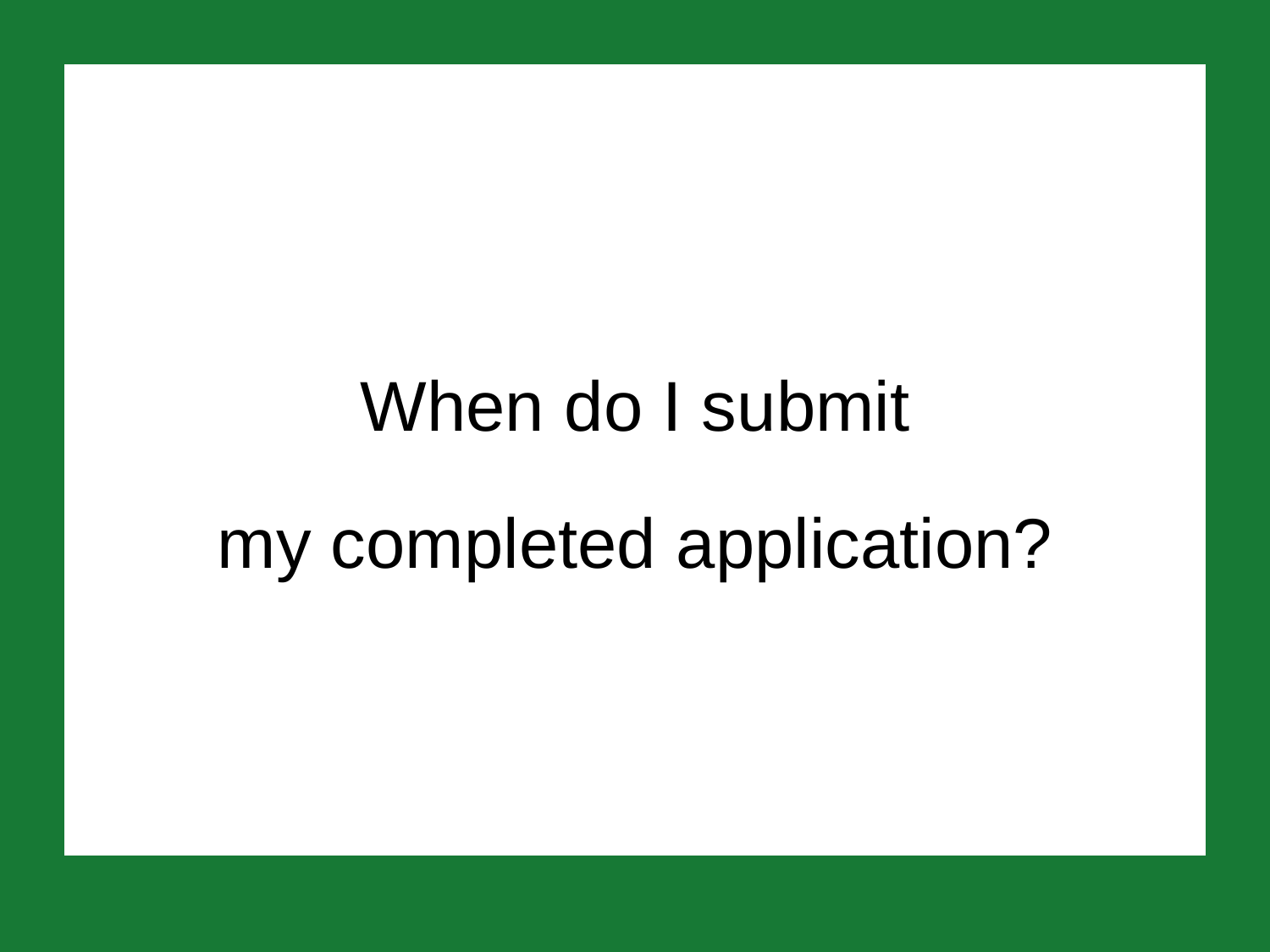When do I submit

my completed application?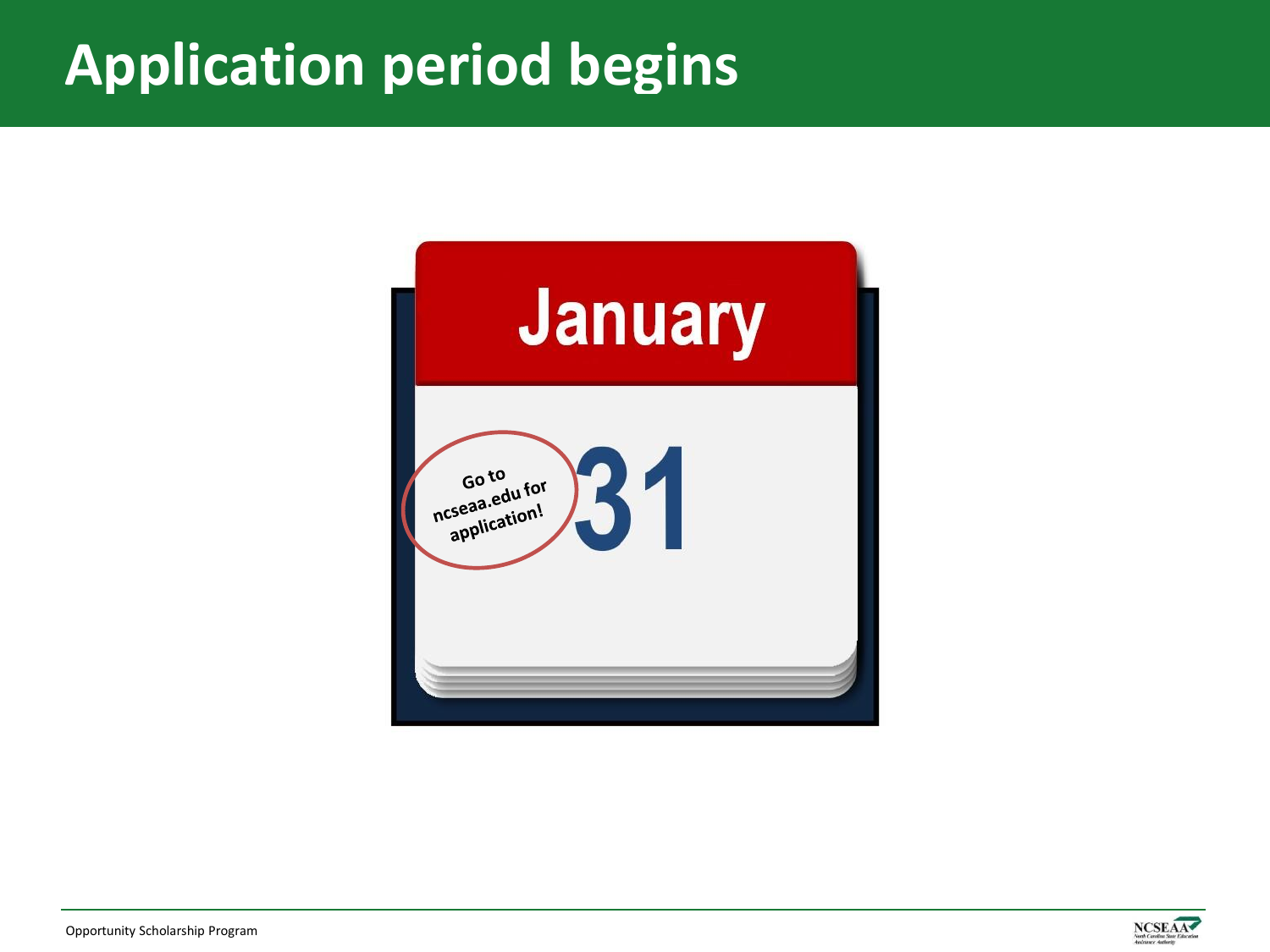# Application period begins

January

31

Go to ncseaa.edu for application!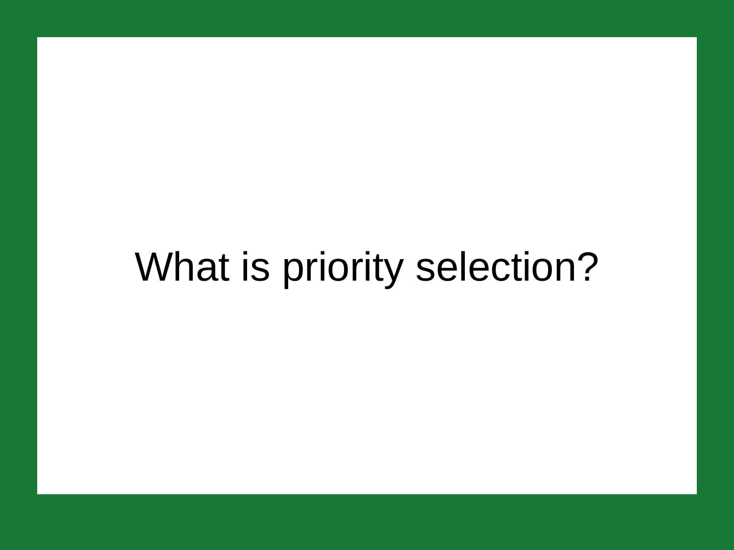# What is priority selection?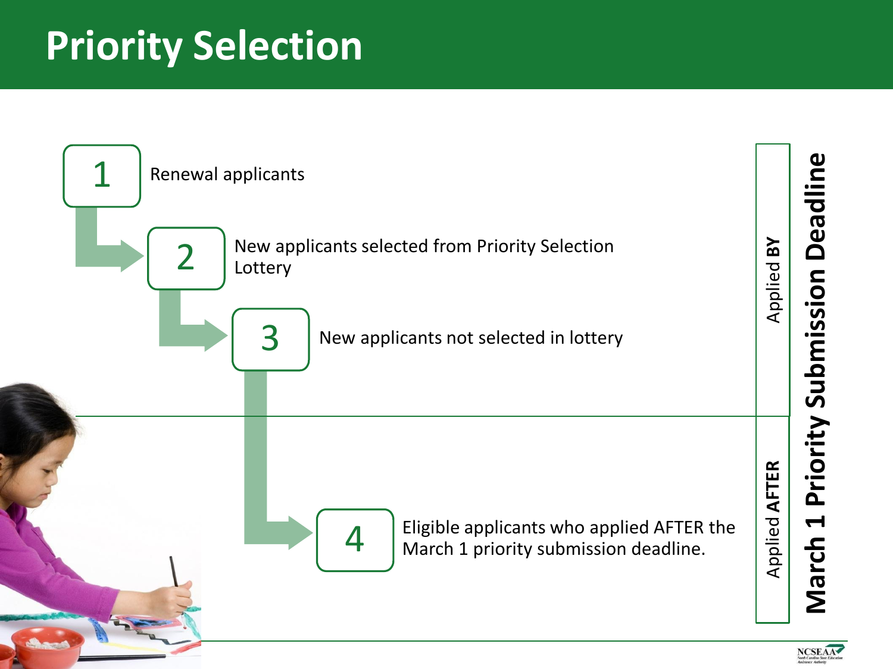# Priority Selection

**Applied BY March 1 Priority Submission Deadline**

1. Renewal applicants
2. New applicants selected from Priority Selection Lottery
3. New applicants not selected in lottery

**Applied AFTER March 1 Priority Submission Deadline**

4. Eligible applicants who applied AFTER the March 1 priority submission deadline.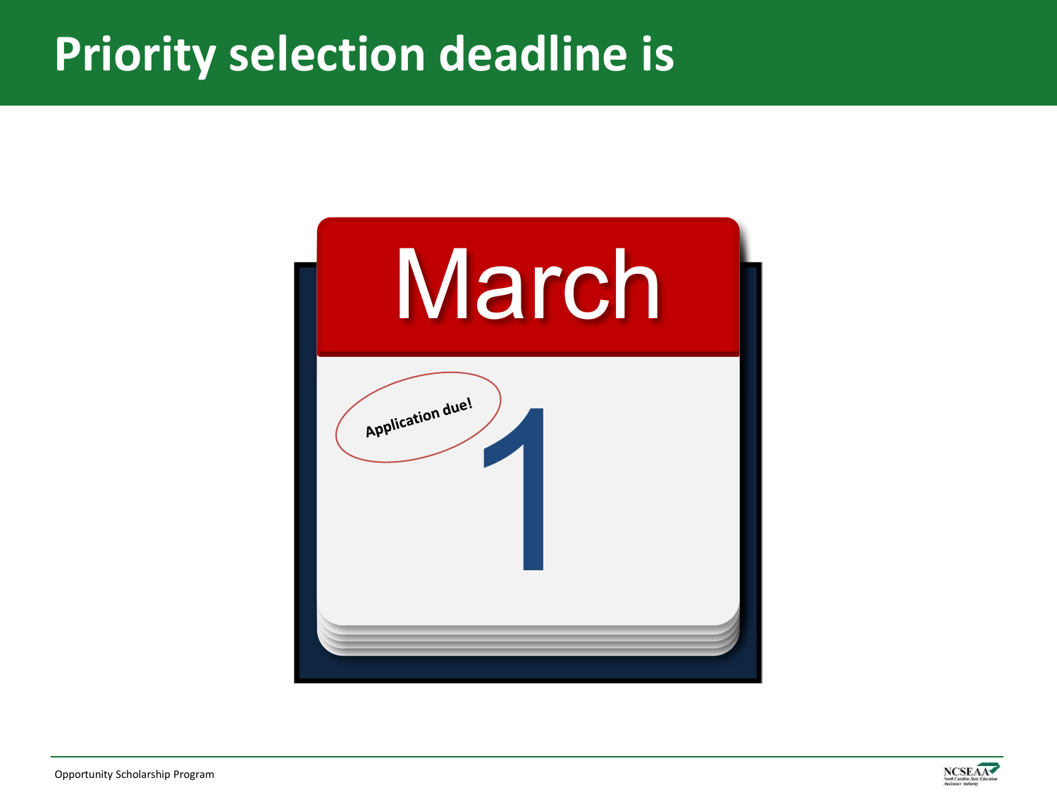# Priority selection deadline is

March

Application due!

1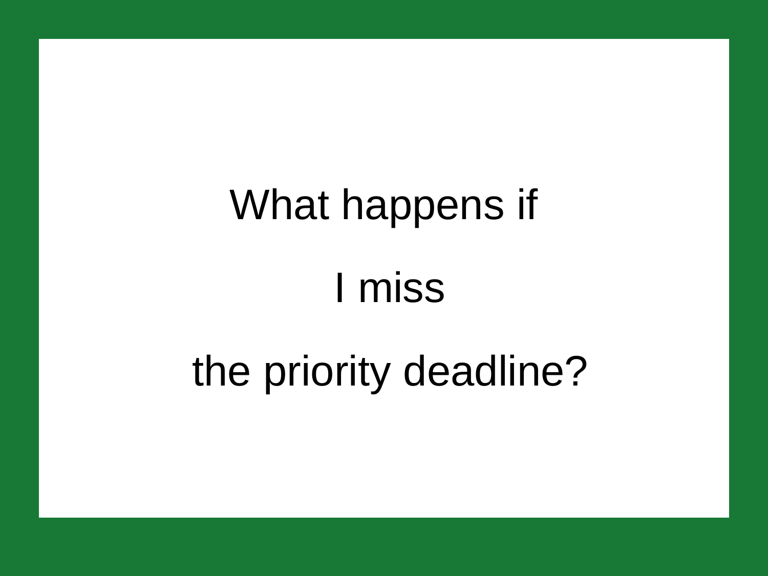# What happens if I miss the priority deadline?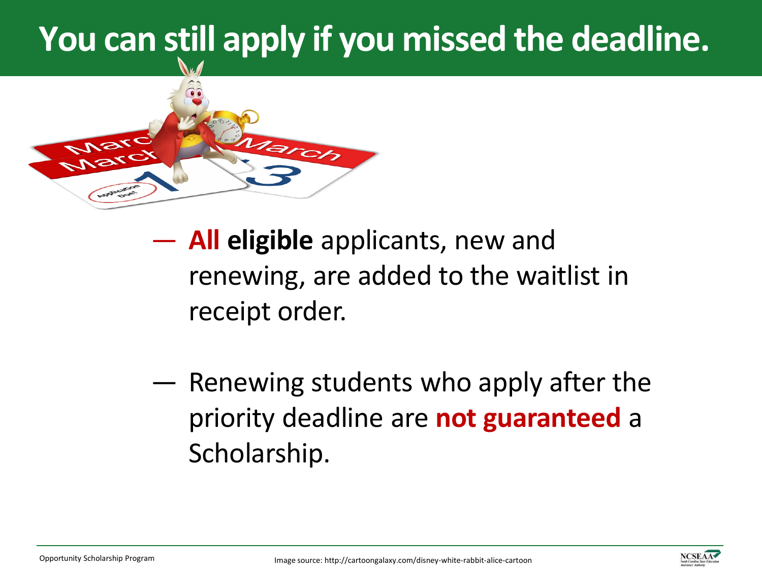# You can still apply if you missed the deadline.

- **All eligible** applicants, new and renewing, are added to the waitlist in receipt order.
- Renewing students who apply after the priority deadline are **not guaranteed** a Scholarship.

Image source: http://cartoongalaxy.com/disney-white-rabbit-alice-cartoon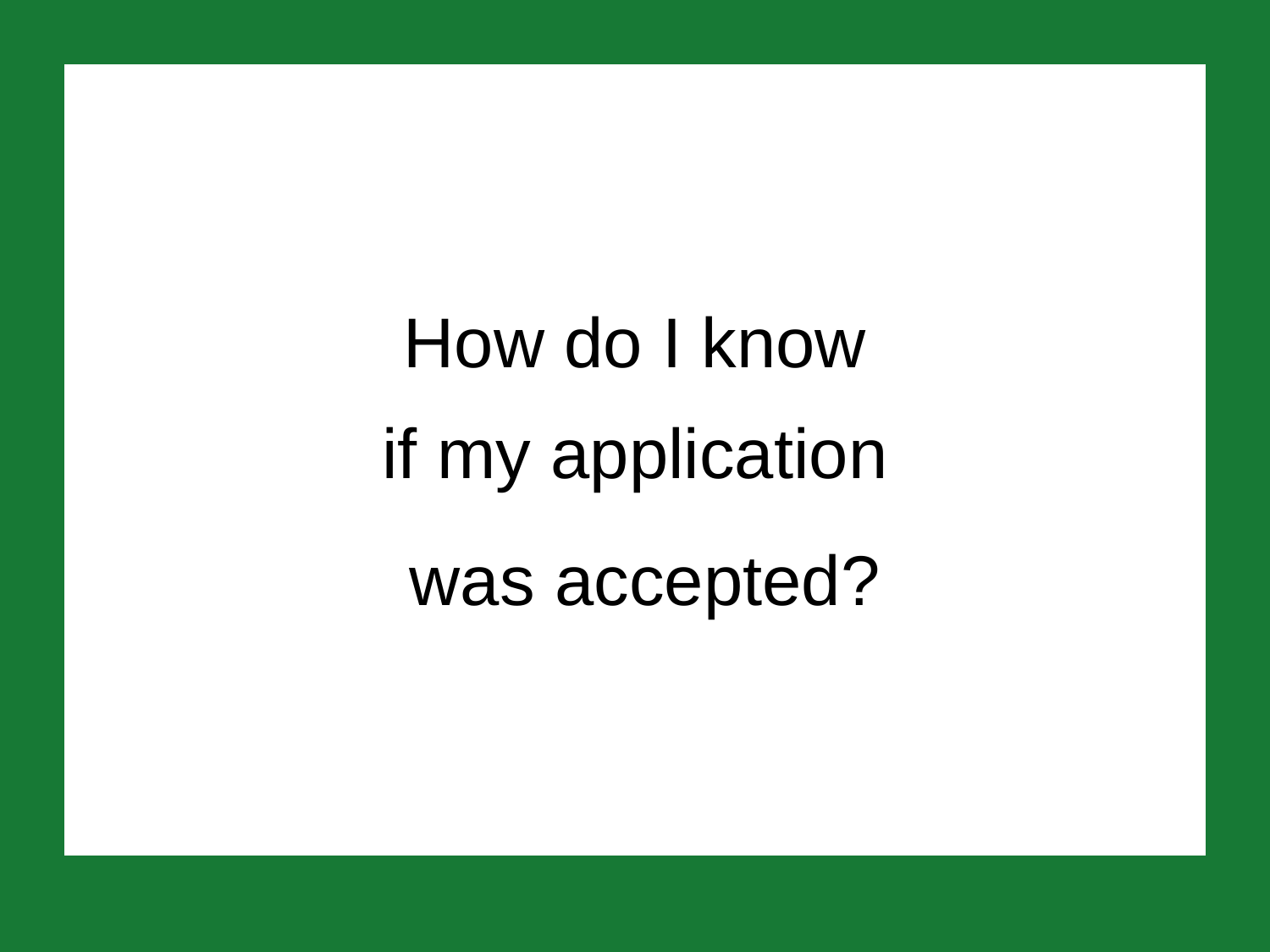How do I know

if my application

was accepted?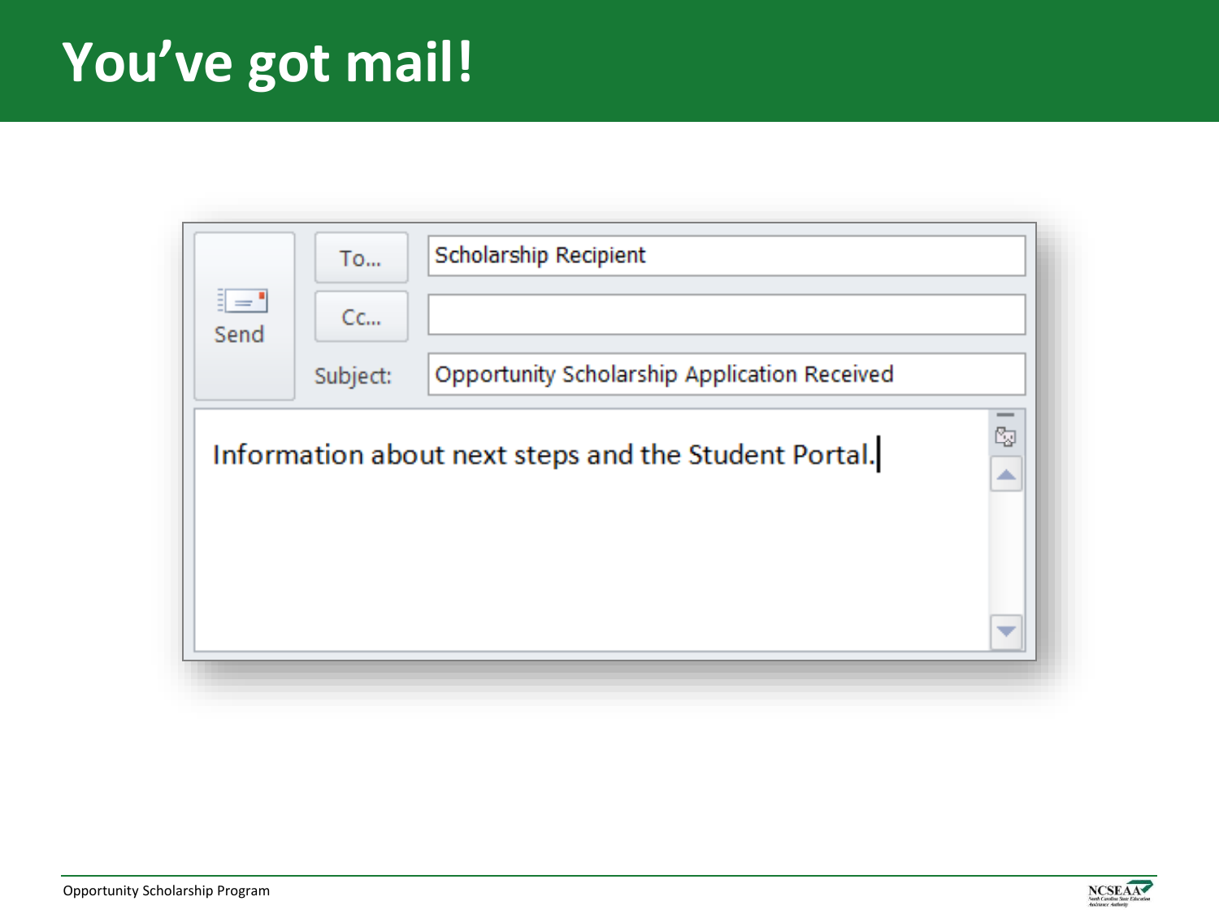# You've got mail!

| | | |
|---|---|---|
| Send | To... | Scholarship Recipient |
| | Cc... | |
| | Subject: | Opportunity Scholarship Application Received |

Information about next steps and the Student Portal.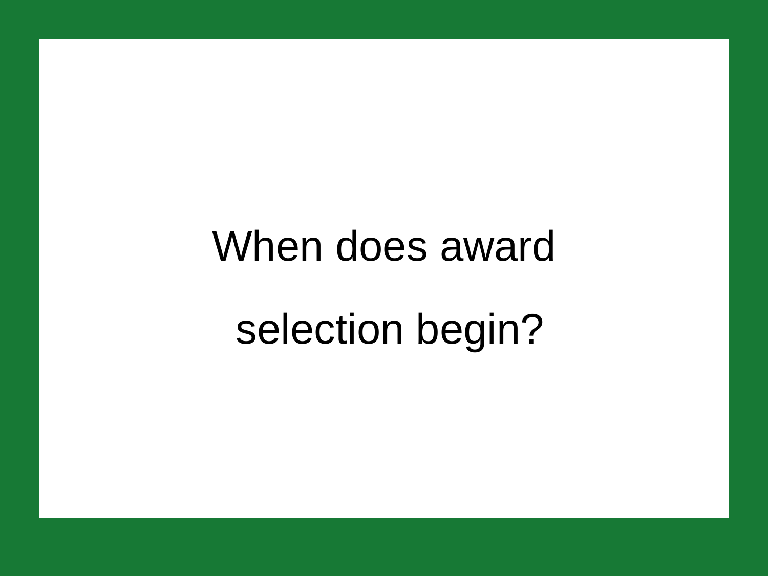When does award selection begin?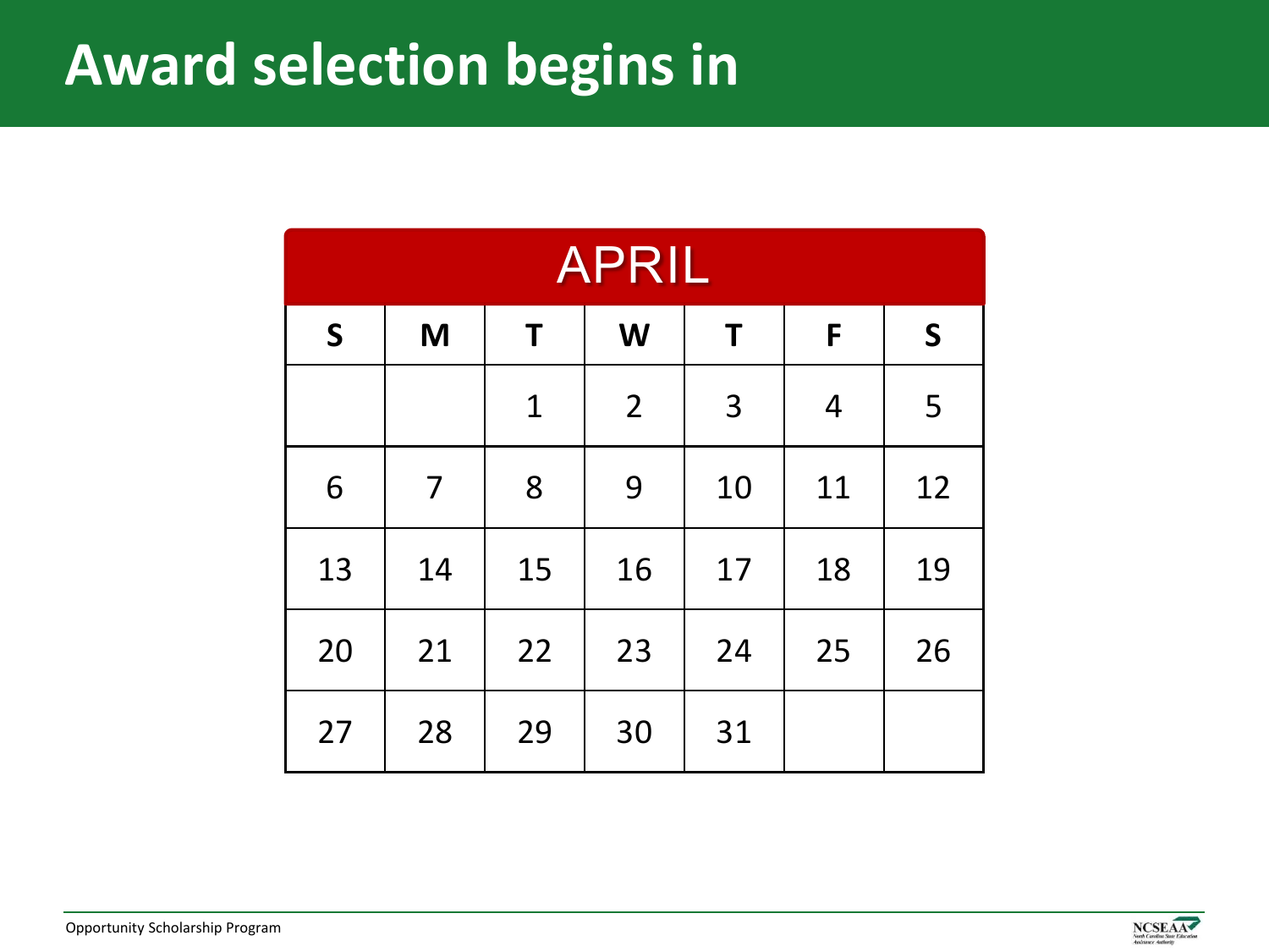# Award selection begins in

| APRIL | | | | | | |
|---|---|---|---|---|---|---|
| S | M | T | W | T | F | S |
| | | 1 | 2 | 3 | 4 | 5 |
| 6 | 7 | 8 | 9 | 10 | 11 | 12 |
| 13 | 14 | 15 | 16 | 17 | 18 | 19 |
| 20 | 21 | 22 | 23 | 24 | 25 | 26 |
| 27 | 28 | 29 | 30 | 31 | | |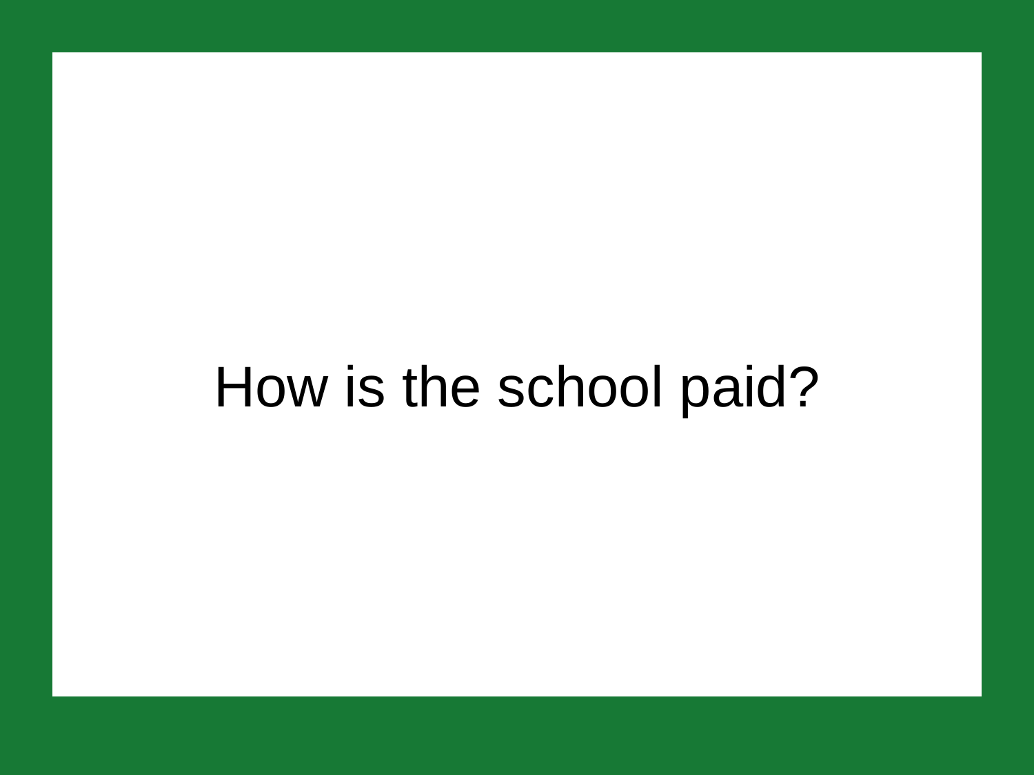# How is the school paid?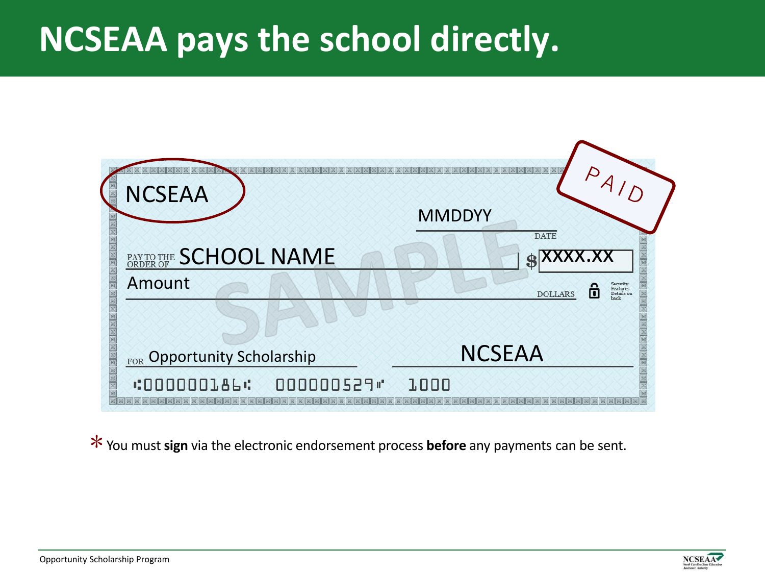# NCSEAA pays the school directly.

NCSEAA

MMDDYY

DATE

PAY TO THE ORDER OF SCHOOL NAME $ XXXX.XX

Amount DOLLARS

Security Features Details on back

FOR Opportunity Scholarship NCSEAA

⑆000000186⑆ 000000529⑈ 1000

PAID

SAMPLE

\* You must **sign** via the electronic endorsement process **before** any payments can be sent.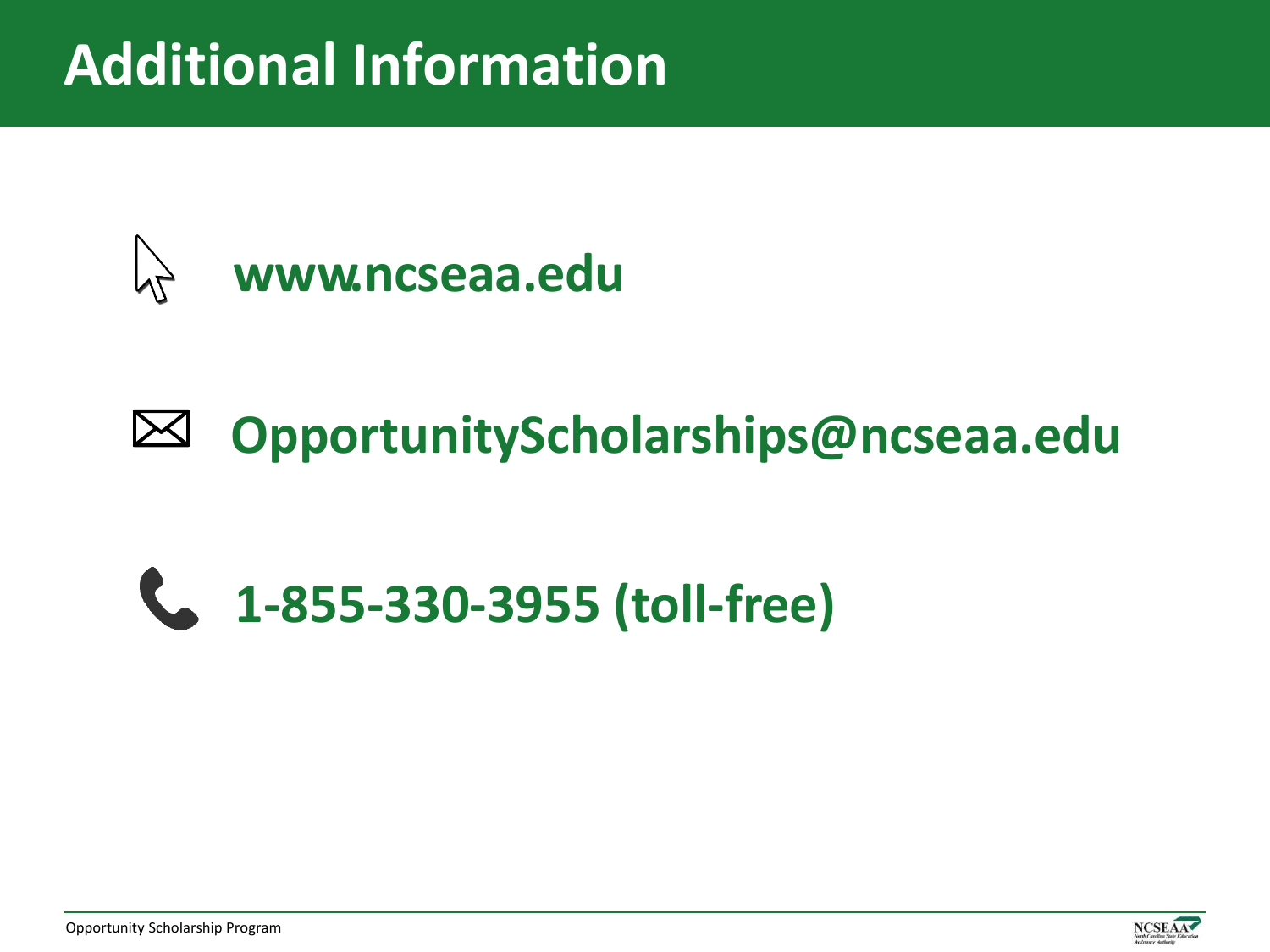# Additional Information

www.ncseaa.edu

OpportunityScholarships@ncseaa.edu

1-855-330-3955 (toll-free)